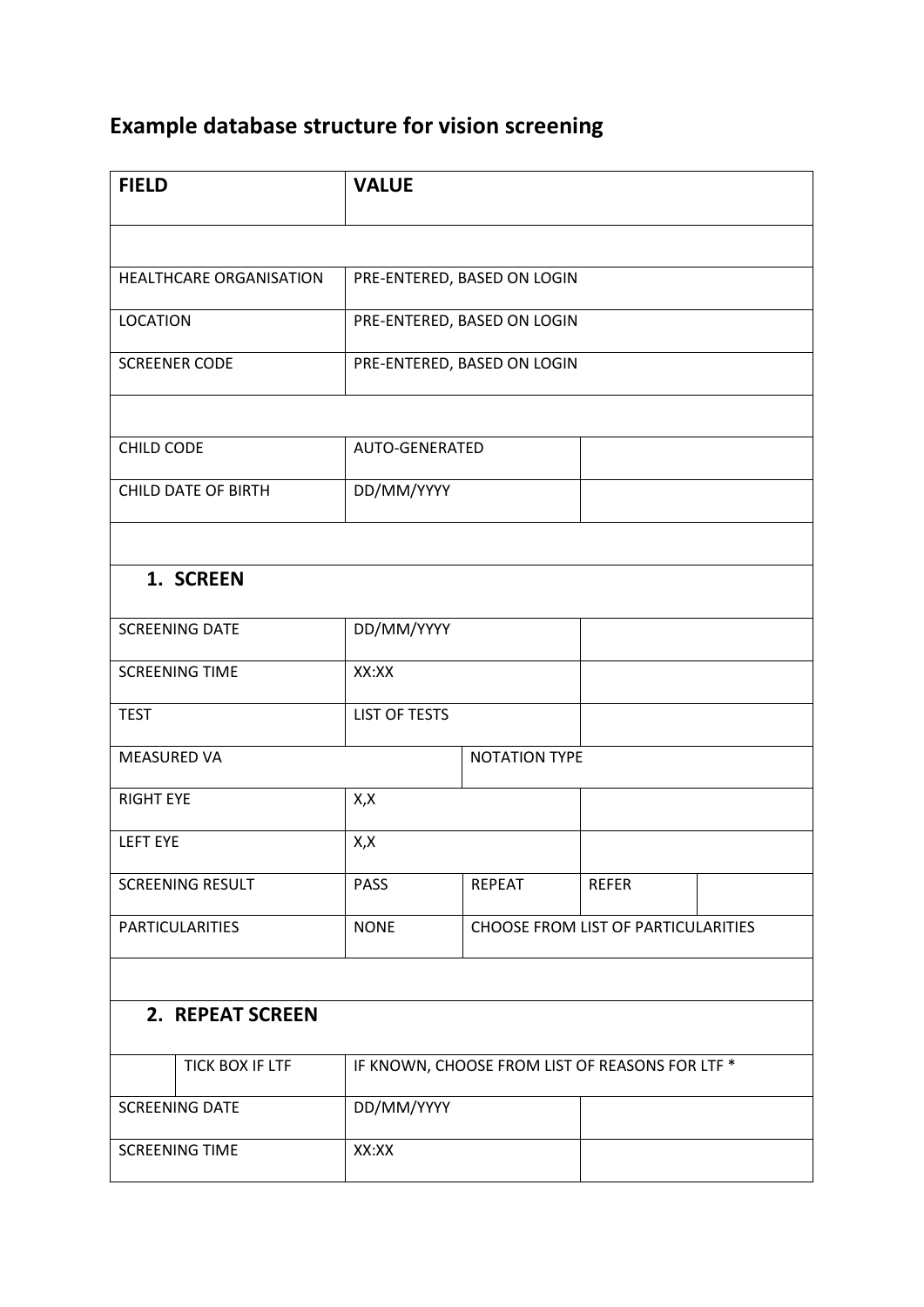# Example database structure for vision screening

| FIELD | | VALUE | | | |
|---|---|---|---|---|---|
| | | | | | |
| HEALTHCARE ORGANISATION | | PRE-ENTERED, BASED ON LOGIN | | | |
| LOCATION | | PRE-ENTERED, BASED ON LOGIN | | | |
| SCREENER CODE | | PRE-ENTERED, BASED ON LOGIN | | | |
| | | | | | |
| CHILD CODE | | AUTO-GENERATED | | | |
| CHILD DATE OF BIRTH | | DD/MM/YYYY | | | |
| | | | | | |
| **1. SCREEN** | | | | | |
| SCREENING DATE | | DD/MM/YYYY | | | |
| SCREENING TIME | | XX:XX | | | |
| TEST | | LIST OF TESTS | | | |
| MEASURED VA | | | NOTATION TYPE | | |
| RIGHT EYE | | X,X | | | |
| LEFT EYE | | X,X | | | |
| SCREENING RESULT | | PASS | REPEAT | REFER | |
| PARTICULARITIES | | NONE | CHOOSE FROM LIST OF PARTICULARITIES | | |
| | | | | | |
| **2. REPEAT SCREEN** | | | | | |
| | TICK BOX IF LTF | IF KNOWN, CHOOSE FROM LIST OF REASONS FOR LTF * | | | |
| SCREENING DATE | | DD/MM/YYYY | | | |
| SCREENING TIME | | XX:XX | | | |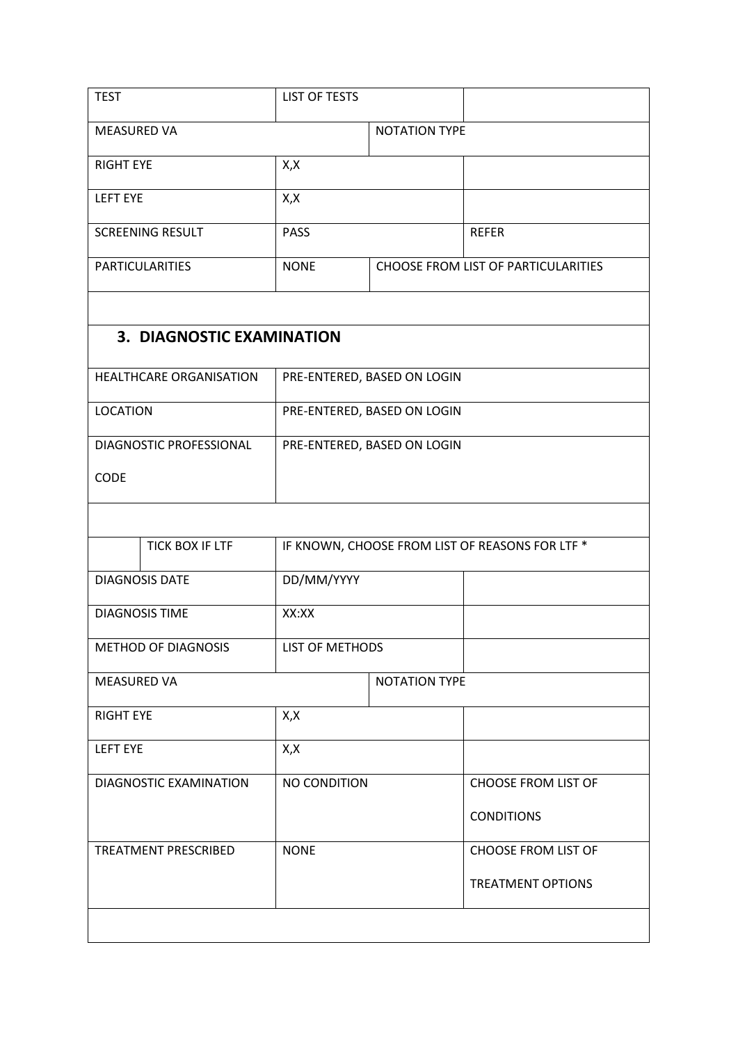| TEST | LIST OF TESTS | | |
|---|---|---|---|
| MEASURED VA | | NOTATION TYPE | |
| RIGHT EYE | X,X | | |
| LEFT EYE | X,X | | |
| SCREENING RESULT | PASS | | REFER |
| PARTICULARITIES | NONE | CHOOSE FROM LIST OF PARTICULARITIES | |
| | | | |

### 3. DIAGNOSTIC EXAMINATION

| HEALTHCARE ORGANISATION | PRE-ENTERED, BASED ON LOGIN | | |
|---|---|---|---|
| LOCATION | PRE-ENTERED, BASED ON LOGIN | | |
| DIAGNOSTIC PROFESSIONAL CODE | PRE-ENTERED, BASED ON LOGIN | | |
| | | | |
| TICK BOX IF LTF | IF KNOWN, CHOOSE FROM LIST OF REASONS FOR LTF * | | |
| DIAGNOSIS DATE | DD/MM/YYYY | | |
| DIAGNOSIS TIME | XX:XX | | |
| METHOD OF DIAGNOSIS | LIST OF METHODS | | |
| MEASURED VA | | NOTATION TYPE | |
| RIGHT EYE | X,X | | |
| LEFT EYE | X,X | | |
| DIAGNOSTIC EXAMINATION | NO CONDITION | | CHOOSE FROM LIST OF CONDITIONS |
| TREATMENT PRESCRIBED | NONE | | CHOOSE FROM LIST OF TREATMENT OPTIONS |
| | | | |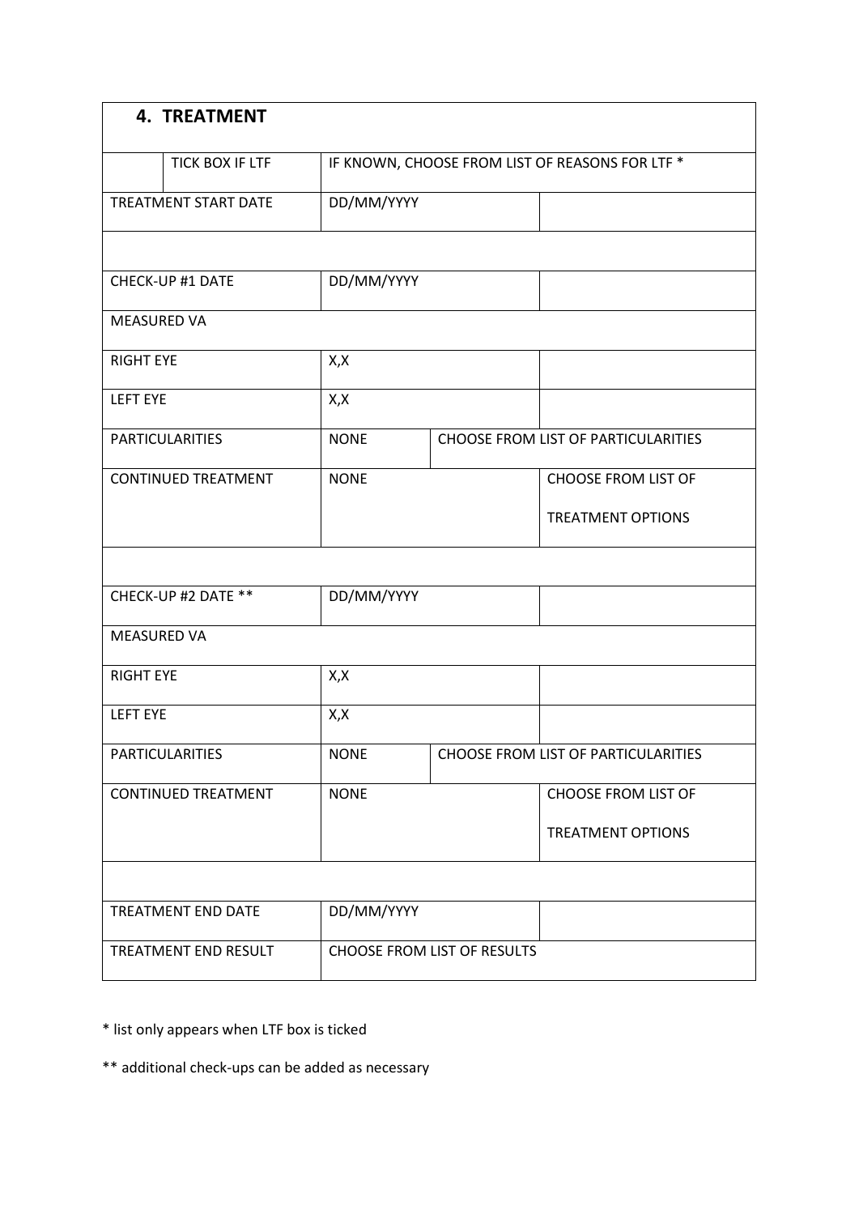| 4. TREATMENT | | | | |
|---|---|---|---|---|
| | TICK BOX IF LTF | IF KNOWN, CHOOSE FROM LIST OF REASONS FOR LTF * | | |
| TREATMENT START DATE | | DD/MM/YYYY | | |
| | | | | |
| CHECK-UP #1 DATE | | DD/MM/YYYY | | |
| MEASURED VA | | | | |
| RIGHT EYE | | X,X | | |
| LEFT EYE | | X,X | | |
| PARTICULARITIES | | NONE | CHOOSE FROM LIST OF PARTICULARITIES | |
| CONTINUED TREATMENT | | NONE | | CHOOSE FROM LIST OF TREATMENT OPTIONS |
| | | | | |
| CHECK-UP #2 DATE ** | | DD/MM/YYYY | | |
| MEASURED VA | | | | |
| RIGHT EYE | | X,X | | |
| LEFT EYE | | X,X | | |
| PARTICULARITIES | | NONE | CHOOSE FROM LIST OF PARTICULARITIES | |
| CONTINUED TREATMENT | | NONE | | CHOOSE FROM LIST OF TREATMENT OPTIONS |
| | | | | |
| TREATMENT END DATE | | DD/MM/YYYY | | |
| TREATMENT END RESULT | | CHOOSE FROM LIST OF RESULTS | | |

* list only appears when LTF box is ticked

** additional check-ups can be added as necessary